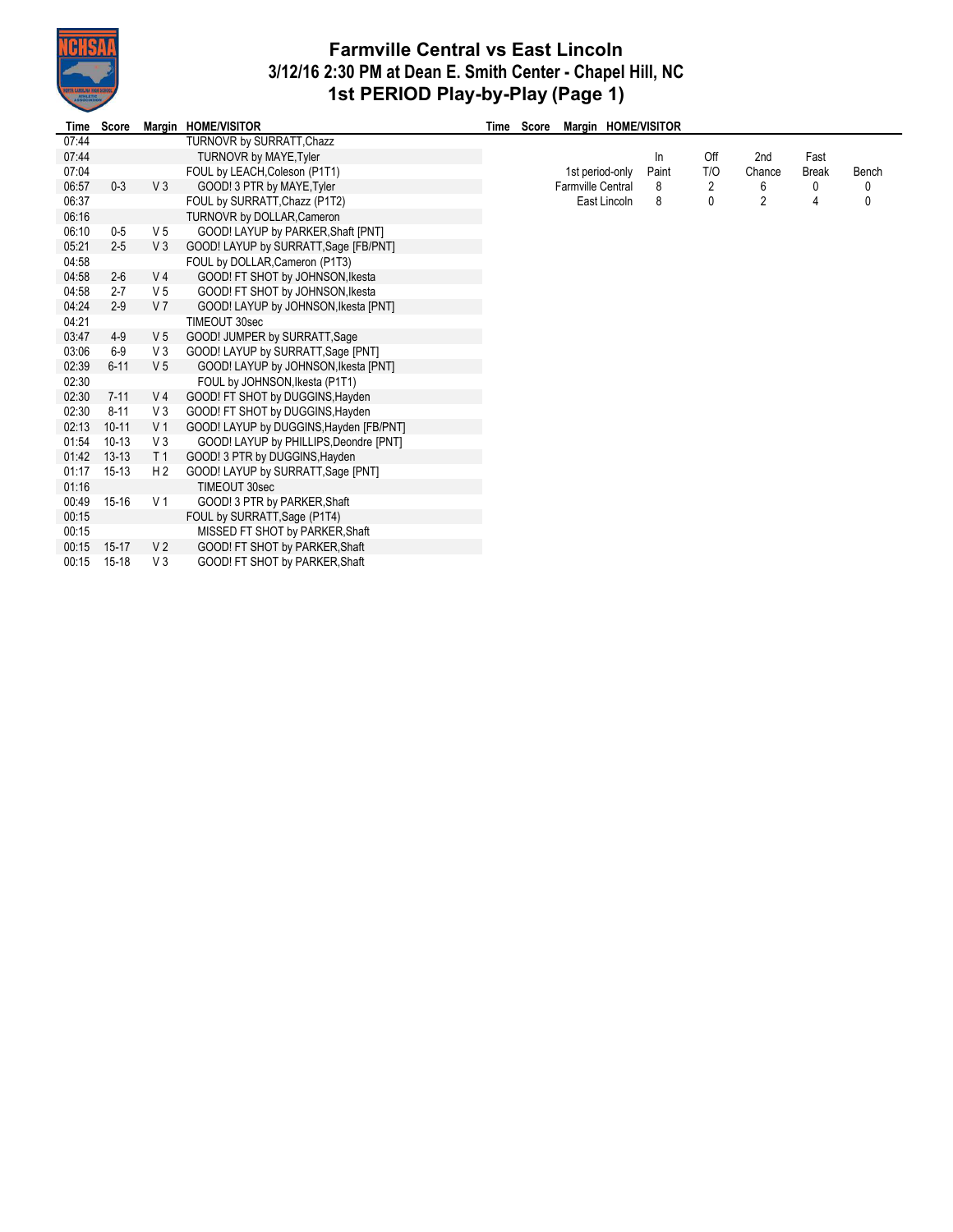# Farmville Central vs East Lincoln
## 3/12/16 2:30 PM at Dean E. Smith Center - Chapel Hill, NC
## 1st PERIOD Play-by-Play (Page 1)

| Time | Score | Margin | HOME/VISITOR |
|---|---|---|---|
| 07:44 | | | TURNOVR by SURRATT,Chazz |
| 07:44 | | | TURNOVR by MAYE,Tyler |
| 07:04 | | | FOUL by LEACH,Coleson (P1T1) |
| 06:57 | 0-3 | V 3 | GOOD! 3 PTR by MAYE,Tyler |
| 06:37 | | | FOUL by SURRATT,Chazz (P1T2) |
| 06:16 | | | TURNOVR by DOLLAR,Cameron |
| 06:10 | 0-5 | V 5 | GOOD! LAYUP by PARKER,Shaft [PNT] |
| 05:21 | 2-5 | V 3 | GOOD! LAYUP by SURRATT,Sage [FB/PNT] |
| 04:58 | | | FOUL by DOLLAR,Cameron (P1T3) |
| 04:58 | 2-6 | V 4 | GOOD! FT SHOT by JOHNSON,Ikesta |
| 04:58 | 2-7 | V 5 | GOOD! FT SHOT by JOHNSON,Ikesta |
| 04:24 | 2-9 | V 7 | GOOD! LAYUP by JOHNSON,Ikesta [PNT] |
| 04:21 | | | TIMEOUT 30sec |
| 03:47 | 4-9 | V 5 | GOOD! JUMPER by SURRATT,Sage |
| 03:06 | 6-9 | V 3 | GOOD! LAYUP by SURRATT,Sage [PNT] |
| 02:39 | 6-11 | V 5 | GOOD! LAYUP by JOHNSON,Ikesta [PNT] |
| 02:30 | | | FOUL by JOHNSON,Ikesta (P1T1) |
| 02:30 | 7-11 | V 4 | GOOD! FT SHOT by DUGGINS,Hayden |
| 02:30 | 8-11 | V 3 | GOOD! FT SHOT by DUGGINS,Hayden |
| 02:13 | 10-11 | V 1 | GOOD! LAYUP by DUGGINS,Hayden [FB/PNT] |
| 01:54 | 10-13 | V 3 | GOOD! LAYUP by PHILLIPS,Deondre [PNT] |
| 01:42 | 13-13 | T 1 | GOOD! 3 PTR by DUGGINS,Hayden |
| 01:17 | 15-13 | H 2 | GOOD! LAYUP by SURRATT,Sage [PNT] |
| 01:16 | | | TIMEOUT 30sec |
| 00:49 | 15-16 | V 1 | GOOD! 3 PTR by PARKER,Shaft |
| 00:15 | | | FOUL by SURRATT,Sage (P1T4) |
| 00:15 | | | MISSED FT SHOT by PARKER,Shaft |
| 00:15 | 15-17 | V 2 | GOOD! FT SHOT by PARKER,Shaft |
| 00:15 | 15-18 | V 3 | GOOD! FT SHOT by PARKER,Shaft |

| 1st period-only | In Paint | Off T/O | 2nd Chance | Fast Break | Bench |
|---|---|---|---|---|---|
| Farmville Central | 8 | 2 | 6 | 0 | 0 |
| East Lincoln | 8 | 0 | 2 | 4 | 0 |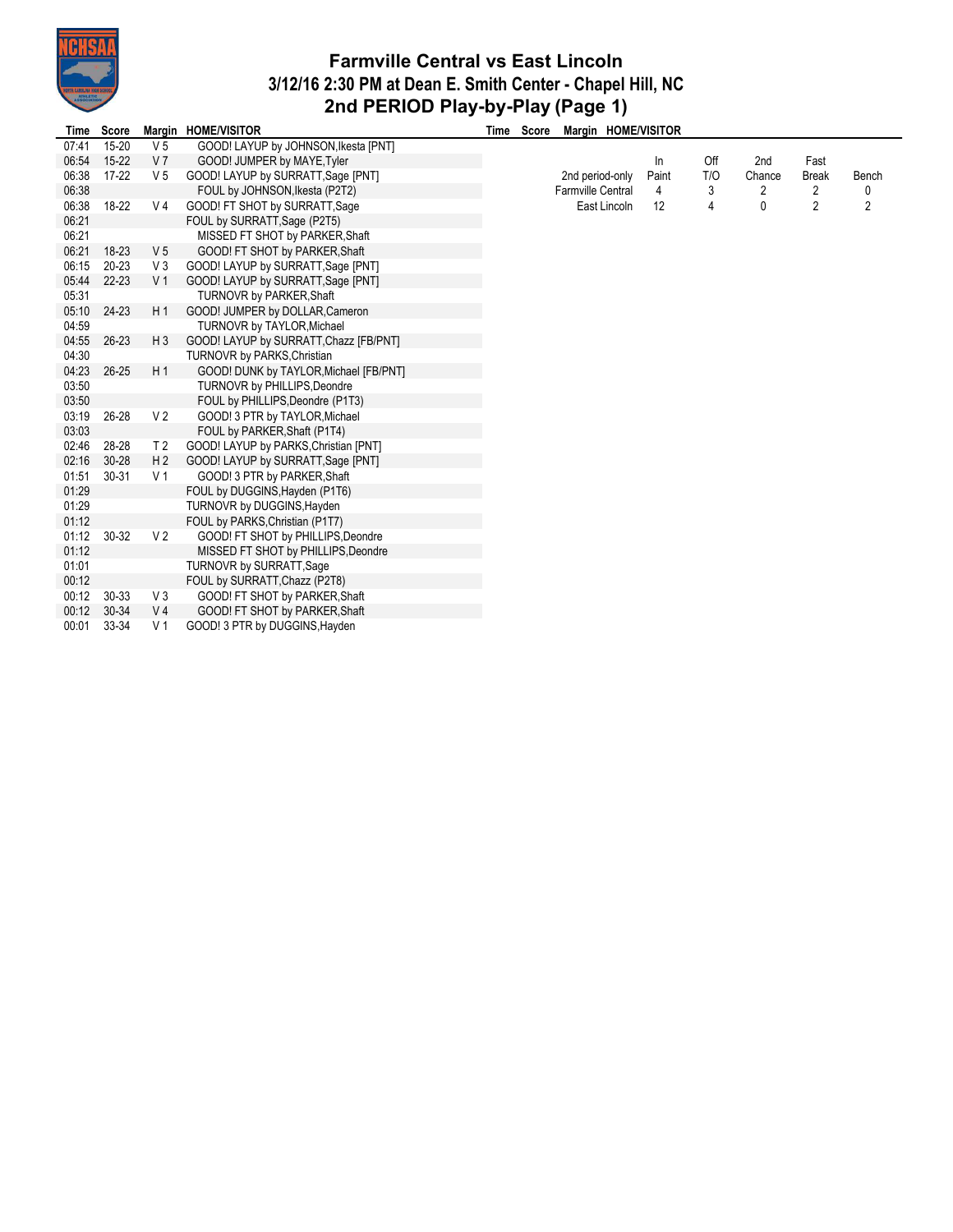# Farmville Central vs East Lincoln
## 3/12/16 2:30 PM at Dean E. Smith Center - Chapel Hill, NC
## 2nd PERIOD Play-by-Play (Page 1)

| Time | Score | Margin | HOME/VISITOR |
|---|---|---|---|
| 07:41 | 15-20 | V 5 | GOOD! LAYUP by JOHNSON,Ikesta [PNT] |
| 06:54 | 15-22 | V 7 | GOOD! JUMPER by MAYE,Tyler |
| 06:38 | 17-22 | V 5 | GOOD! LAYUP by SURRATT,Sage [PNT] |
| 06:38 | | | FOUL by JOHNSON,Ikesta (P2T2) |
| 06:38 | 18-22 | V 4 | GOOD! FT SHOT by SURRATT,Sage |
| 06:21 | | | FOUL by SURRATT,Sage (P2T5) |
| 06:21 | | | MISSED FT SHOT by PARKER,Shaft |
| 06:21 | 18-23 | V 5 | GOOD! FT SHOT by PARKER,Shaft |
| 06:15 | 20-23 | V 3 | GOOD! LAYUP by SURRATT,Sage [PNT] |
| 05:44 | 22-23 | V 1 | GOOD! LAYUP by SURRATT,Sage [PNT] |
| 05:31 | | | TURNOVR by PARKER,Shaft |
| 05:10 | 24-23 | H 1 | GOOD! JUMPER by DOLLAR,Cameron |
| 04:59 | | | TURNOVR by TAYLOR,Michael |
| 04:55 | 26-23 | H 3 | GOOD! LAYUP by SURRATT,Chazz [FB/PNT] |
| 04:30 | | | TURNOVR by PARKS,Christian |
| 04:23 | 26-25 | H 1 | GOOD! DUNK by TAYLOR,Michael [FB/PNT] |
| 03:50 | | | TURNOVR by PHILLIPS,Deondre |
| 03:50 | | | FOUL by PHILLIPS,Deondre (P1T3) |
| 03:19 | 26-28 | V 2 | GOOD! 3 PTR by TAYLOR,Michael |
| 03:03 | | | FOUL by PARKER,Shaft (P1T4) |
| 02:46 | 28-28 | T 2 | GOOD! LAYUP by PARKS,Christian [PNT] |
| 02:16 | 30-28 | H 2 | GOOD! LAYUP by SURRATT,Sage [PNT] |
| 01:51 | 30-31 | V 1 | GOOD! 3 PTR by PARKER,Shaft |
| 01:29 | | | FOUL by DUGGINS,Hayden (P1T6) |
| 01:29 | | | TURNOVR by DUGGINS,Hayden |
| 01:12 | | | FOUL by PARKS,Christian (P1T7) |
| 01:12 | 30-32 | V 2 | GOOD! FT SHOT by PHILLIPS,Deondre |
| 01:12 | | | MISSED FT SHOT by PHILLIPS,Deondre |
| 01:01 | | | TURNOVR by SURRATT,Sage |
| 00:12 | | | FOUL by SURRATT,Chazz (P2T8) |
| 00:12 | 30-33 | V 3 | GOOD! FT SHOT by PARKER,Shaft |
| 00:12 | 30-34 | V 4 | GOOD! FT SHOT by PARKER,Shaft |
| 00:01 | 33-34 | V 1 | GOOD! 3 PTR by DUGGINS,Hayden |

| 2nd period-only | In Paint | Off T/O | 2nd Chance | Fast Break | Bench |
|---|---|---|---|---|---|
| Farmville Central | 4 | 3 | 2 | 2 | 0 |
| East Lincoln | 12 | 4 | 0 | 2 | 2 |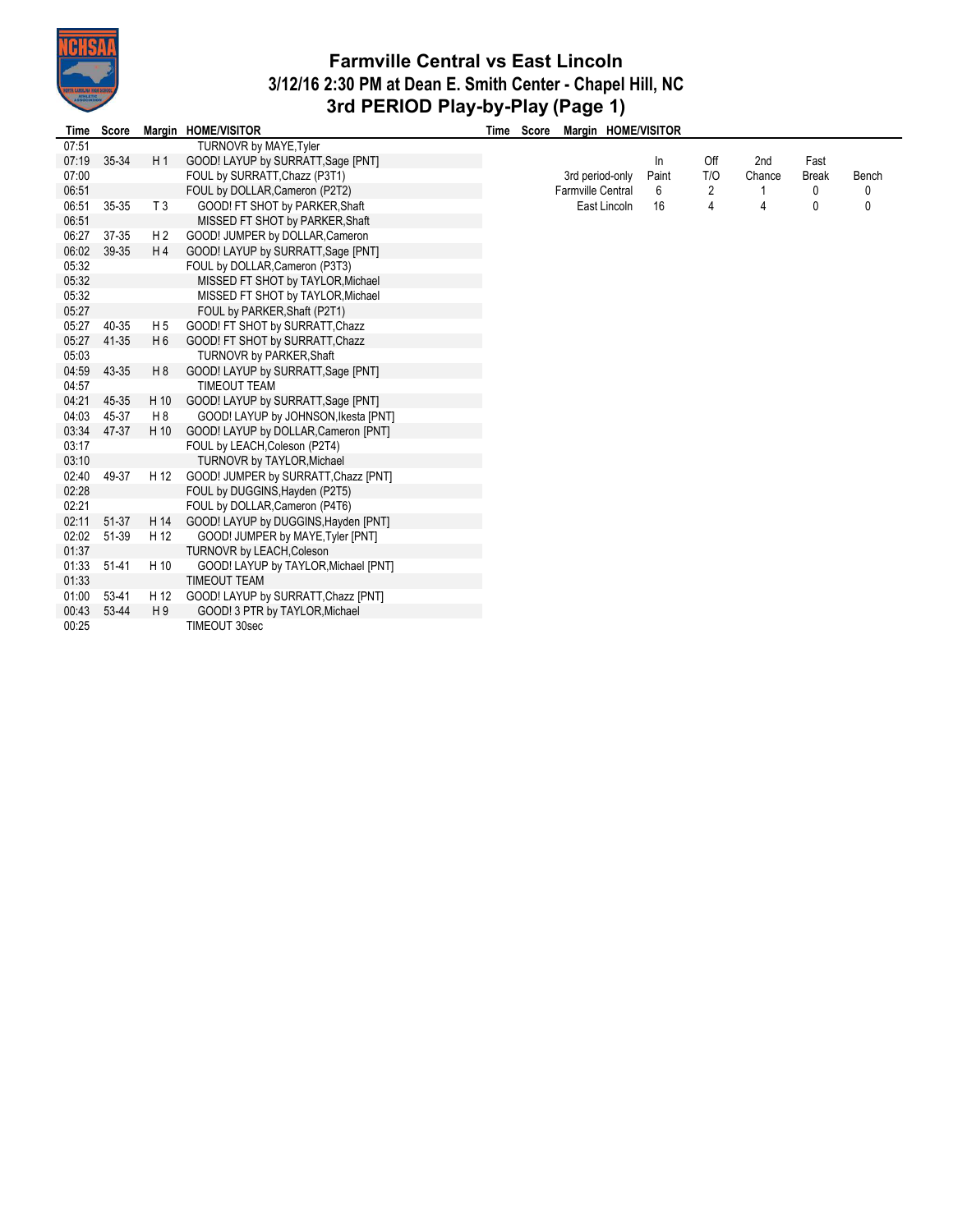# Farmville Central vs East Lincoln
## 3/12/16 2:30 PM at Dean E. Smith Center - Chapel Hill, NC
## 3rd PERIOD Play-by-Play (Page 1)

| Time | Score | Margin | HOME/VISITOR |
|---|---|---|---|
| 07:51 | | | TURNOVR by MAYE,Tyler |
| 07:19 | 35-34 | H 1 | GOOD! LAYUP by SURRATT,Sage [PNT] |
| 07:00 | | | FOUL by SURRATT,Chazz (P3T1) |
| 06:51 | | | FOUL by DOLLAR,Cameron (P2T2) |
| 06:51 | 35-35 | T 3 | GOOD! FT SHOT by PARKER,Shaft |
| 06:51 | | | MISSED FT SHOT by PARKER,Shaft |
| 06:27 | 37-35 | H 2 | GOOD! JUMPER by DOLLAR,Cameron |
| 06:02 | 39-35 | H 4 | GOOD! LAYUP by SURRATT,Sage [PNT] |
| 05:32 | | | FOUL by DOLLAR,Cameron (P3T3) |
| 05:32 | | | MISSED FT SHOT by TAYLOR,Michael |
| 05:32 | | | MISSED FT SHOT by TAYLOR,Michael |
| 05:27 | | | FOUL by PARKER,Shaft (P2T1) |
| 05:27 | 40-35 | H 5 | GOOD! FT SHOT by SURRATT,Chazz |
| 05:27 | 41-35 | H 6 | GOOD! FT SHOT by SURRATT,Chazz |
| 05:03 | | | TURNOVR by PARKER,Shaft |
| 04:59 | 43-35 | H 8 | GOOD! LAYUP by SURRATT,Sage [PNT] |
| 04:57 | | | TIMEOUT TEAM |
| 04:21 | 45-35 | H 10 | GOOD! LAYUP by SURRATT,Sage [PNT] |
| 04:03 | 45-37 | H 8 | GOOD! LAYUP by JOHNSON,Ikesta [PNT] |
| 03:34 | 47-37 | H 10 | GOOD! LAYUP by DOLLAR,Cameron [PNT] |
| 03:17 | | | FOUL by LEACH,Coleson (P2T4) |
| 03:10 | | | TURNOVR by TAYLOR,Michael |
| 02:40 | 49-37 | H 12 | GOOD! JUMPER by SURRATT,Chazz [PNT] |
| 02:28 | | | FOUL by DUGGINS,Hayden (P2T5) |
| 02:21 | | | FOUL by DOLLAR,Cameron (P4T6) |
| 02:11 | 51-37 | H 14 | GOOD! LAYUP by DUGGINS,Hayden [PNT] |
| 02:02 | 51-39 | H 12 | GOOD! JUMPER by MAYE,Tyler [PNT] |
| 01:37 | | | TURNOVR by LEACH,Coleson |
| 01:33 | 51-41 | H 10 | GOOD! LAYUP by TAYLOR,Michael [PNT] |
| 01:33 | | | TIMEOUT TEAM |
| 01:00 | 53-41 | H 12 | GOOD! LAYUP by SURRATT,Chazz [PNT] |
| 00:43 | 53-44 | H 9 | GOOD! 3 PTR by TAYLOR,Michael |
| 00:25 | | | TIMEOUT 30sec |

| 3rd period-only | In Paint | Off T/O | 2nd Chance | Fast Break | Bench |
|---|---|---|---|---|---|
| Farmville Central | 6 | 2 | 1 | 0 | 0 |
| East Lincoln | 16 | 4 | 4 | 0 | 0 |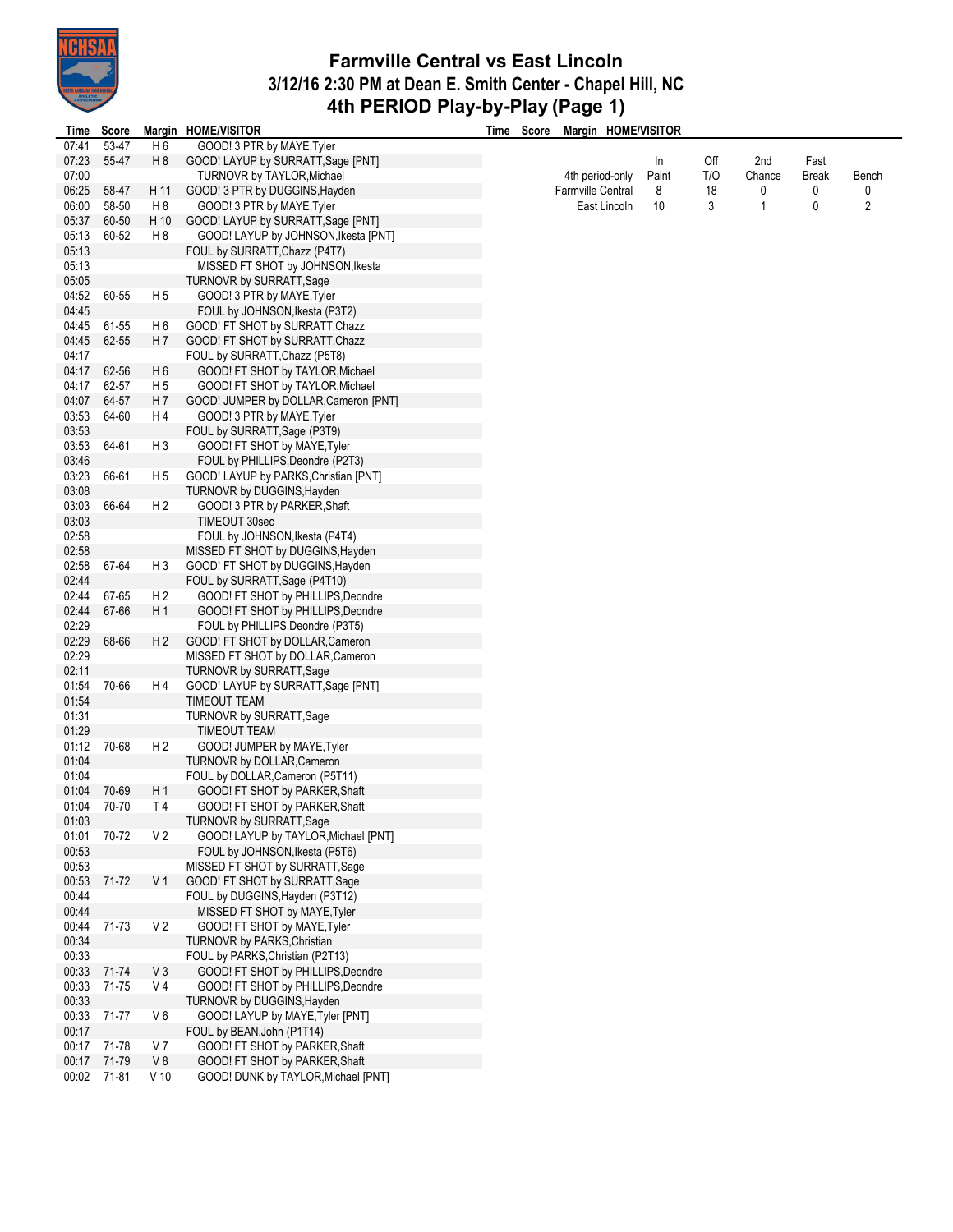# Farmville Central vs East Lincoln
## 3/12/16 2:30 PM at Dean E. Smith Center - Chapel Hill, NC
## 4th PERIOD Play-by-Play (Page 1)

| Time | Score | Margin | HOME/VISITOR |
|---|---|---|---|
| 07:41 | 53-47 | H 6 | GOOD! 3 PTR by MAYE,Tyler |
| 07:23 | 55-47 | H 8 | GOOD! LAYUP by SURRATT,Sage [PNT] |
| 07:00 | | | TURNOVR by TAYLOR,Michael |
| 06:25 | 58-47 | H 11 | GOOD! 3 PTR by DUGGINS,Hayden |
| 06:00 | 58-50 | H 8 | GOOD! 3 PTR by MAYE,Tyler |
| 05:37 | 60-50 | H 10 | GOOD! LAYUP by SURRATT,Sage [PNT] |
| 05:13 | 60-52 | H 8 | GOOD! LAYUP by JOHNSON,Ikesta [PNT] |
| 05:13 | | | FOUL by SURRATT,Chazz (P4T7) |
| 05:13 | | | MISSED FT SHOT by JOHNSON,Ikesta |
| 05:05 | | | TURNOVR by SURRATT,Sage |
| 04:52 | 60-55 | H 5 | GOOD! 3 PTR by MAYE,Tyler |
| 04:45 | | | FOUL by JOHNSON,Ikesta (P3T2) |
| 04:45 | 61-55 | H 6 | GOOD! FT SHOT by SURRATT,Chazz |
| 04:45 | 62-55 | H 7 | GOOD! FT SHOT by SURRATT,Chazz |
| 04:17 | | | FOUL by SURRATT,Chazz (P5T8) |
| 04:17 | 62-56 | H 6 | GOOD! FT SHOT by TAYLOR,Michael |
| 04:17 | 62-57 | H 5 | GOOD! FT SHOT by TAYLOR,Michael |
| 04:07 | 64-57 | H 7 | GOOD! JUMPER by DOLLAR,Cameron [PNT] |
| 03:53 | 64-60 | H 4 | GOOD! 3 PTR by MAYE,Tyler |
| 03:53 | | | FOUL by SURRATT,Sage (P3T9) |
| 03:53 | 64-61 | H 3 | GOOD! FT SHOT by MAYE,Tyler |
| 03:46 | | | FOUL by PHILLIPS,Deondre (P2T3) |
| 03:23 | 66-61 | H 5 | GOOD! LAYUP by PARKS,Christian [PNT] |
| 03:08 | | | TURNOVR by DUGGINS,Hayden |
| 03:03 | 66-64 | H 2 | GOOD! 3 PTR by PARKER,Shaft |
| 03:03 | | | TIMEOUT 30sec |
| 02:58 | | | FOUL by JOHNSON,Ikesta (P4T4) |
| 02:58 | | | MISSED FT SHOT by DUGGINS,Hayden |
| 02:58 | 67-64 | H 3 | GOOD! FT SHOT by DUGGINS,Hayden |
| 02:44 | | | FOUL by SURRATT,Sage (P4T10) |
| 02:44 | 67-65 | H 2 | GOOD! FT SHOT by PHILLIPS,Deondre |
| 02:44 | 67-66 | H 1 | GOOD! FT SHOT by PHILLIPS,Deondre |
| 02:29 | | | FOUL by PHILLIPS,Deondre (P3T5) |
| 02:29 | 68-66 | H 2 | GOOD! FT SHOT by DOLLAR,Cameron |
| 02:29 | | | MISSED FT SHOT by DOLLAR,Cameron |
| 02:11 | | | TURNOVR by SURRATT,Sage |
| 01:54 | 70-66 | H 4 | GOOD! LAYUP by SURRATT,Sage [PNT] |
| 01:54 | | | TIMEOUT TEAM |
| 01:31 | | | TURNOVR by SURRATT,Sage |
| 01:29 | | | TIMEOUT TEAM |
| 01:12 | 70-68 | H 2 | GOOD! JUMPER by MAYE,Tyler |
| 01:04 | | | TURNOVR by DOLLAR,Cameron |
| 01:04 | | | FOUL by DOLLAR,Cameron (P5T11) |
| 01:04 | 70-69 | H 1 | GOOD! FT SHOT by PARKER,Shaft |
| 01:04 | 70-70 | T 4 | GOOD! FT SHOT by PARKER,Shaft |
| 01:03 | | | TURNOVR by SURRATT,Sage |
| 01:01 | 70-72 | V 2 | GOOD! LAYUP by TAYLOR,Michael [PNT] |
| 00:53 | | | FOUL by JOHNSON,Ikesta (P5T6) |
| 00:53 | | | MISSED FT SHOT by SURRATT,Sage |
| 00:53 | 71-72 | V 1 | GOOD! FT SHOT by SURRATT,Sage |
| 00:44 | | | FOUL by DUGGINS,Hayden (P3T12) |
| 00:44 | | | MISSED FT SHOT by MAYE,Tyler |
| 00:44 | 71-73 | V 2 | GOOD! FT SHOT by MAYE,Tyler |
| 00:34 | | | TURNOVR by PARKS,Christian |
| 00:33 | | | FOUL by PARKS,Christian (P2T13) |
| 00:33 | 71-74 | V 3 | GOOD! FT SHOT by PHILLIPS,Deondre |
| 00:33 | 71-75 | V 4 | GOOD! FT SHOT by PHILLIPS,Deondre |
| 00:33 | | | TURNOVR by DUGGINS,Hayden |
| 00:33 | 71-77 | V 6 | GOOD! LAYUP by MAYE,Tyler [PNT] |
| 00:17 | | | FOUL by BEAN,John (P1T14) |
| 00:17 | 71-78 | V 7 | GOOD! FT SHOT by PARKER,Shaft |
| 00:17 | 71-79 | V 8 | GOOD! FT SHOT by PARKER,Shaft |
| 00:02 | 71-81 | V 10 | GOOD! DUNK by TAYLOR,Michael [PNT] |

| 4th period-only | In Paint | Off T/O | 2nd Chance | Fast Break | Bench |
|---|---|---|---|---|---|
| Farmville Central | 8 | 18 | 0 | 0 | 0 |
| East Lincoln | 10 | 3 | 1 | 0 | 2 |